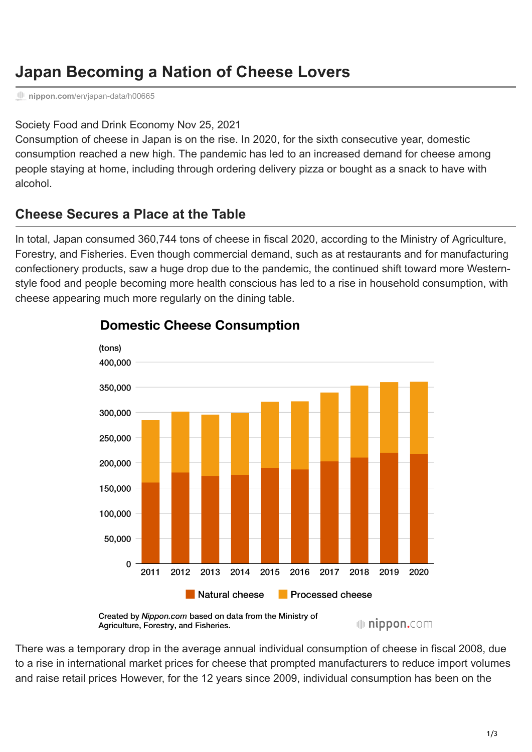# Japan Becoming a Nation of Cheese Lovers

nippon.com/en/japan-data/h00665

Society Food and Drink Economy Nov 25, 2021

Consumption of cheese in Japan is on the rise. In 2020, for the sixth consecutive year, domestic consumption reached a new high. The pandemic has led to an increased demand for cheese among people staying at home, including through ordering delivery pizza or bought as a snack to have with alcohol.

## Cheese Secures a Place at the Table

In total, Japan consumed 360,744 tons of cheese in fiscal 2020, according to the Ministry of Agriculture, Forestry, and Fisheries. Even though commercial demand, such as at restaurants and for manufacturing confectionery products, saw a huge drop due to the pandemic, the continued shift toward more Western-style food and people becoming more health conscious has led to a rise in household consumption, with cheese appearing much more regularly on the dining table.

**Domestic Cheese Consumption**

(tons)

Natural cheese / Processed cheese, 2011–2020

Created by *Nippon.com* based on data from the Ministry of Agriculture, Forestry, and Fisheries.

There was a temporary drop in the average annual individual consumption of cheese in fiscal 2008, due to a rise in international market prices for cheese that prompted manufacturers to reduce import volumes and raise retail prices However, for the 12 years since 2009, individual consumption has been on the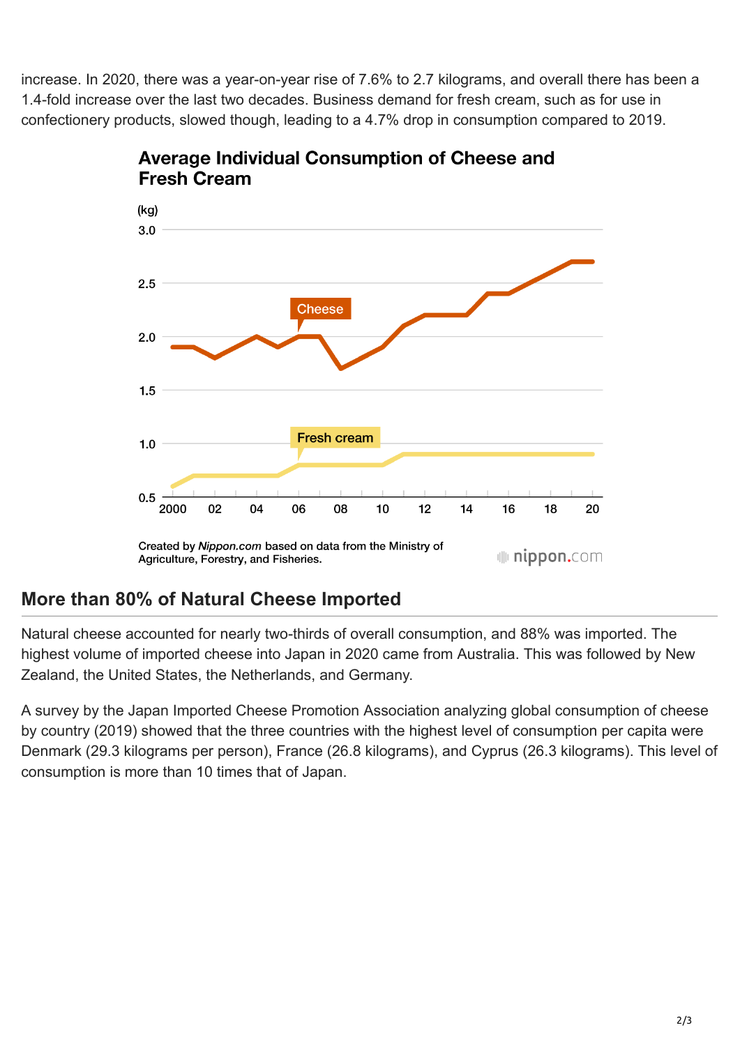increase. In 2020, there was a year-on-year rise of 7.6% to 2.7 kilograms, and overall there has been a 1.4-fold increase over the last two decades. Business demand for fresh cream, such as for use in confectionery products, slowed though, leading to a 4.7% drop in consumption compared to 2019.

**Average Individual Consumption of Cheese and Fresh Cream**

Created by *Nippon.com* based on data from the Ministry of Agriculture, Forestry, and Fisheries.

## More than 80% of Natural Cheese Imported

Natural cheese accounted for nearly two-thirds of overall consumption, and 88% was imported. The highest volume of imported cheese into Japan in 2020 came from Australia. This was followed by New Zealand, the United States, the Netherlands, and Germany.

A survey by the Japan Imported Cheese Promotion Association analyzing global consumption of cheese by country (2019) showed that the three countries with the highest level of consumption per capita were Denmark (29.3 kilograms per person), France (26.8 kilograms), and Cyprus (26.3 kilograms). This level of consumption is more than 10 times that of Japan.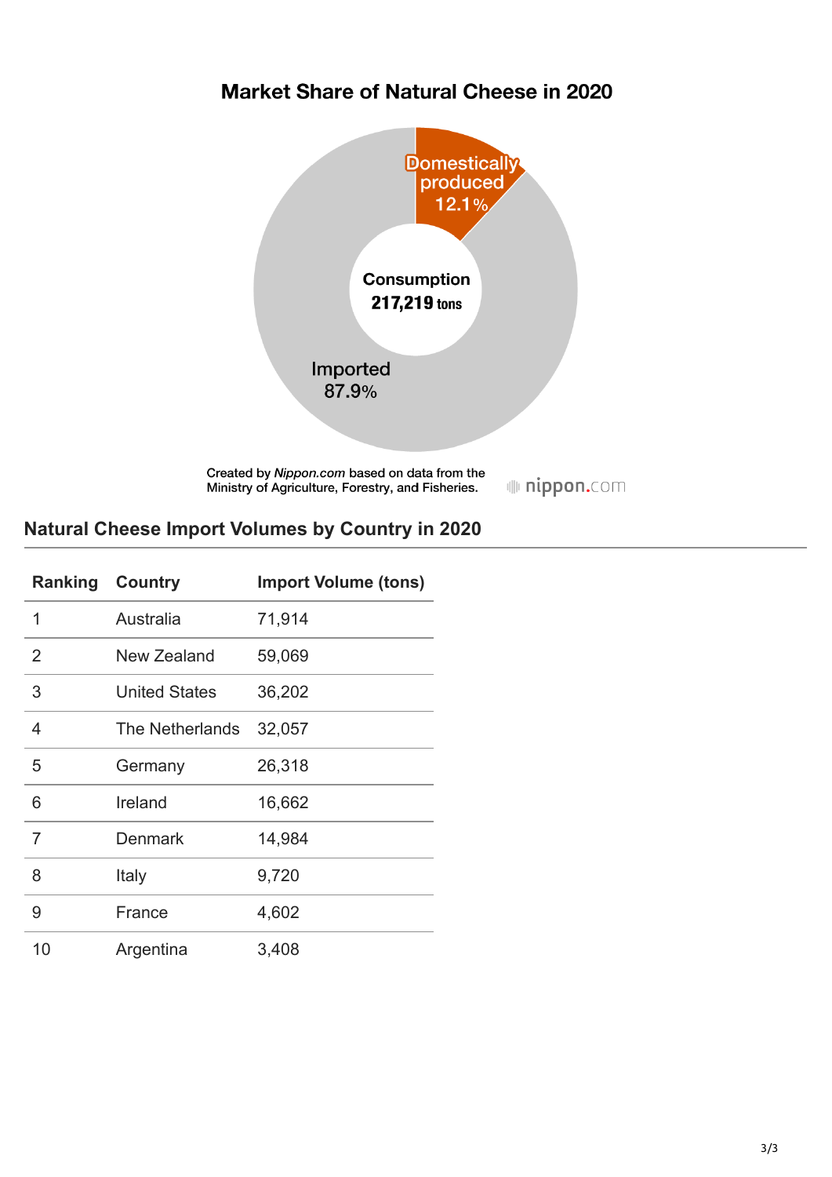## Market Share of Natural Cheese in 2020

Domestically produced
12.1%

Consumption
217,219 tons

Imported
87.9%

Created by *Nippon.com* based on data from the Ministry of Agriculture, Forestry, and Fisheries.

nippon.com

## Natural Cheese Import Volumes by Country in 2020

| Ranking | Country | Import Volume (tons) |
|---|---|---|
| 1 | Australia | 71,914 |
| 2 | New Zealand | 59,069 |
| 3 | United States | 36,202 |
| 4 | The Netherlands | 32,057 |
| 5 | Germany | 26,318 |
| 6 | Ireland | 16,662 |
| 7 | Denmark | 14,984 |
| 8 | Italy | 9,720 |
| 9 | France | 4,602 |
| 10 | Argentina | 3,408 |